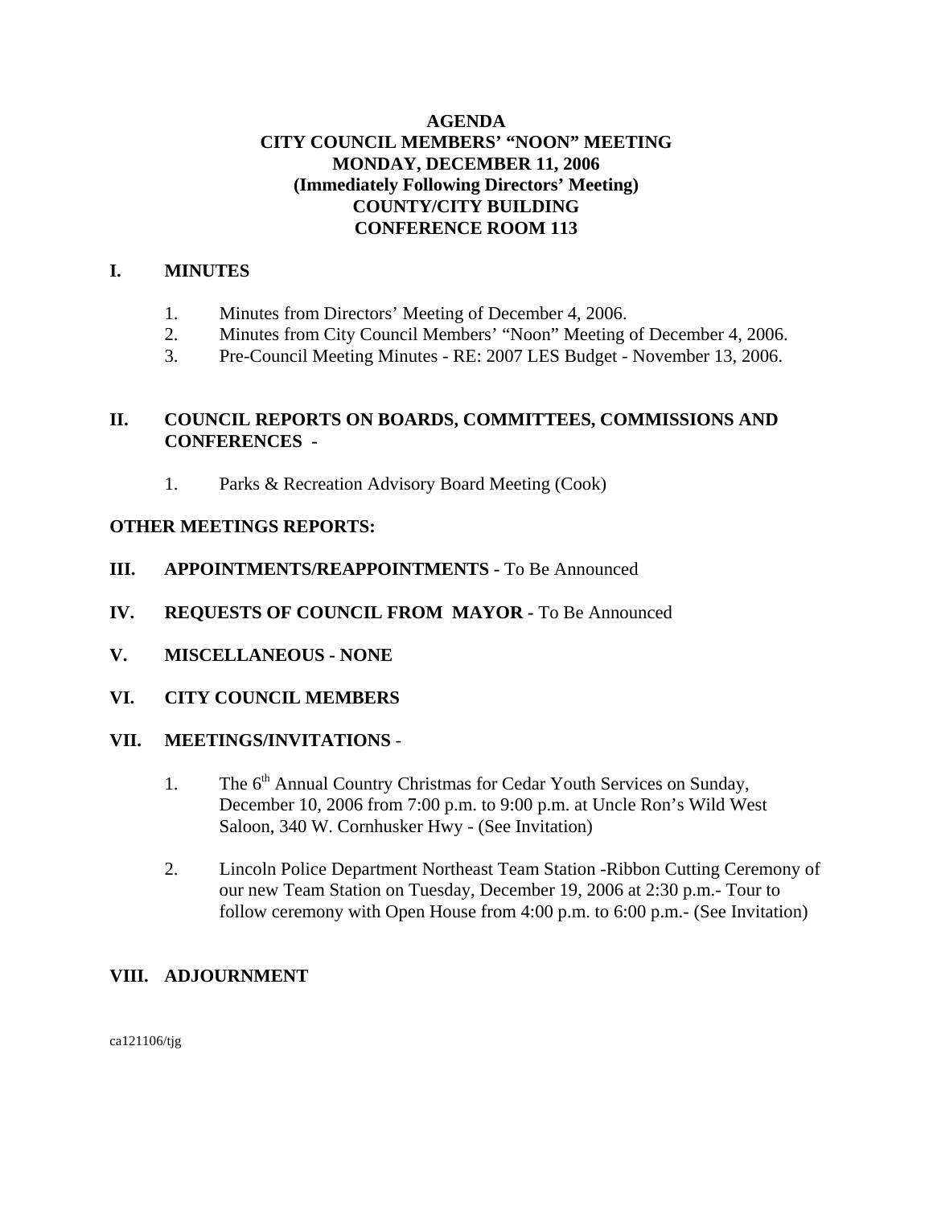# AGENDA
## CITY COUNCIL MEMBERS' "NOON" MEETING
## MONDAY, DECEMBER 11, 2006
## (Immediately Following Directors' Meeting)
## COUNTY/CITY BUILDING
## CONFERENCE ROOM 113

**I. MINUTES**

1. Minutes from Directors' Meeting of December 4, 2006.
2. Minutes from City Council Members' "Noon" Meeting of December 4, 2006.
3. Pre-Council Meeting Minutes - RE: 2007 LES Budget - November 13, 2006.

**II. COUNCIL REPORTS ON BOARDS, COMMITTEES, COMMISSIONS AND CONFERENCES -**

1. Parks & Recreation Advisory Board Meeting (Cook)

**OTHER MEETINGS REPORTS:**

**III. APPOINTMENTS/REAPPOINTMENTS -** To Be Announced

**IV. REQUESTS OF COUNCIL FROM MAYOR -** To Be Announced

**V. MISCELLANEOUS - NONE**

**VI. CITY COUNCIL MEMBERS**

**VII. MEETINGS/INVITATIONS -**

1. The 6th Annual Country Christmas for Cedar Youth Services on Sunday, December 10, 2006 from 7:00 p.m. to 9:00 p.m. at Uncle Ron's Wild West Saloon, 340 W. Cornhusker Hwy - (See Invitation)

2. Lincoln Police Department Northeast Team Station -Ribbon Cutting Ceremony of our new Team Station on Tuesday, December 19, 2006 at 2:30 p.m.- Tour to follow ceremony with Open House from 4:00 p.m. to 6:00 p.m.- (See Invitation)

**VIII. ADJOURNMENT**

ca121106/tjg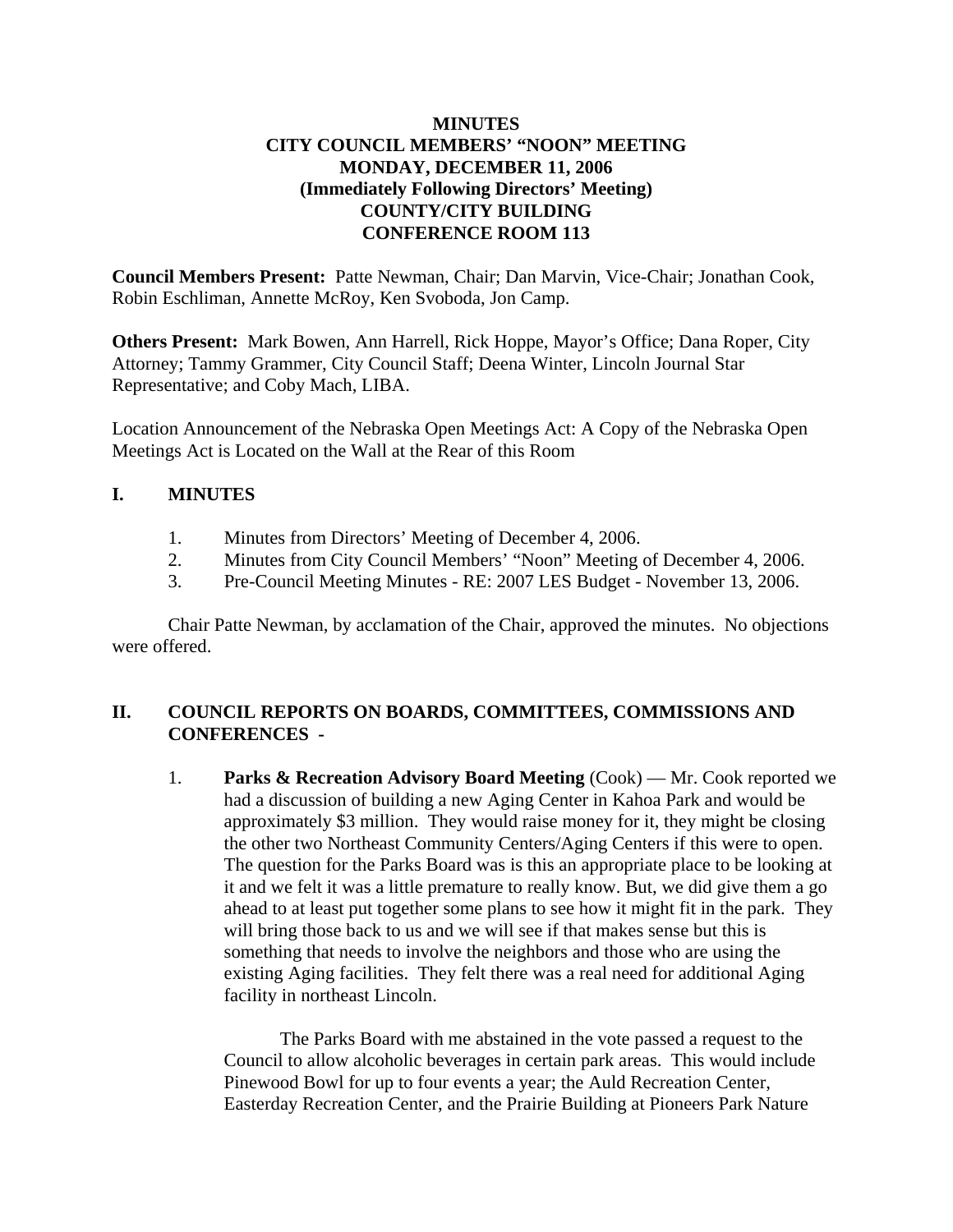**MINUTES**
**CITY COUNCIL MEMBERS' "NOON" MEETING**
**MONDAY, DECEMBER 11, 2006**
**(Immediately Following Directors' Meeting)**
**COUNTY/CITY BUILDING**
**CONFERENCE ROOM 113**

**Council Members Present:** Patte Newman, Chair; Dan Marvin, Vice-Chair; Jonathan Cook, Robin Eschliman, Annette McRoy, Ken Svoboda, Jon Camp.

**Others Present:** Mark Bowen, Ann Harrell, Rick Hoppe, Mayor's Office; Dana Roper, City Attorney; Tammy Grammer, City Council Staff; Deena Winter, Lincoln Journal Star Representative; and Coby Mach, LIBA.

Location Announcement of the Nebraska Open Meetings Act: A Copy of the Nebraska Open Meetings Act is Located on the Wall at the Rear of this Room

## I. MINUTES

1. Minutes from Directors' Meeting of December 4, 2006.
2. Minutes from City Council Members' "Noon" Meeting of December 4, 2006.
3. Pre-Council Meeting Minutes - RE: 2007 LES Budget - November 13, 2006.

Chair Patte Newman, by acclamation of the Chair, approved the minutes. No objections were offered.

## II. COUNCIL REPORTS ON BOARDS, COMMITTEES, COMMISSIONS AND CONFERENCES -

1. **Parks & Recreation Advisory Board Meeting** (Cook) — Mr. Cook reported we had a discussion of building a new Aging Center in Kahoa Park and would be approximately $3 million. They would raise money for it, they might be closing the other two Northeast Community Centers/Aging Centers if this were to open. The question for the Parks Board was is this an appropriate place to be looking at it and we felt it was a little premature to really know. But, we did give them a go ahead to at least put together some plans to see how it might fit in the park. They will bring those back to us and we will see if that makes sense but this is something that needs to involve the neighbors and those who are using the existing Aging facilities. They felt there was a real need for additional Aging facility in northeast Lincoln.

   The Parks Board with me abstained in the vote passed a request to the Council to allow alcoholic beverages in certain park areas. This would include Pinewood Bowl for up to four events a year; the Auld Recreation Center, Easterday Recreation Center, and the Prairie Building at Pioneers Park Nature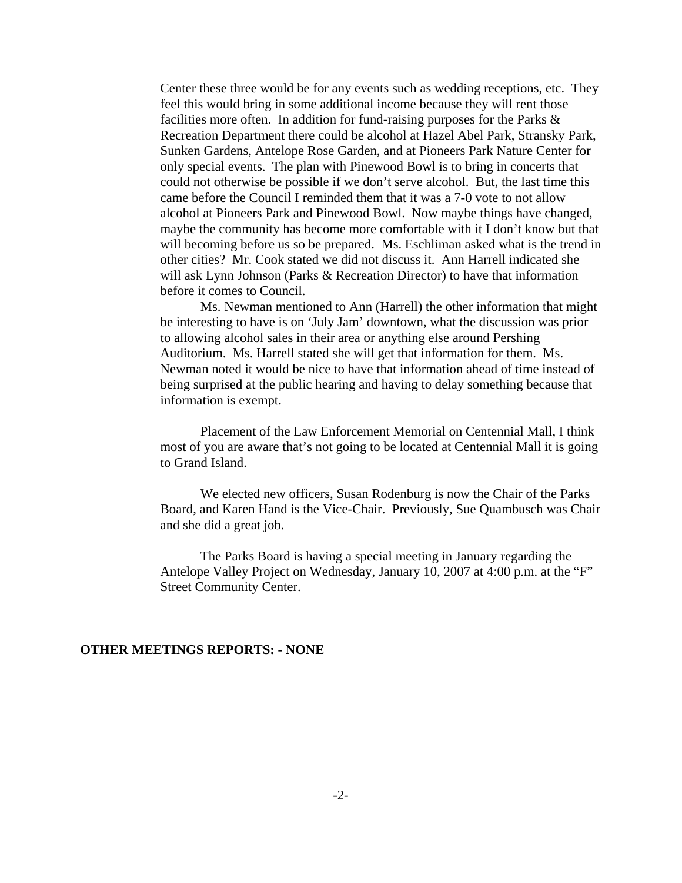Center these three would be for any events such as wedding receptions, etc. They feel this would bring in some additional income because they will rent those facilities more often. In addition for fund-raising purposes for the Parks & Recreation Department there could be alcohol at Hazel Abel Park, Stransky Park, Sunken Gardens, Antelope Rose Garden, and at Pioneers Park Nature Center for only special events. The plan with Pinewood Bowl is to bring in concerts that could not otherwise be possible if we don't serve alcohol. But, the last time this came before the Council I reminded them that it was a 7-0 vote to not allow alcohol at Pioneers Park and Pinewood Bowl. Now maybe things have changed, maybe the community has become more comfortable with it I don't know but that will becoming before us so be prepared. Ms. Eschliman asked what is the trend in other cities? Mr. Cook stated we did not discuss it. Ann Harrell indicated she will ask Lynn Johnson (Parks & Recreation Director) to have that information before it comes to Council.

Ms. Newman mentioned to Ann (Harrell) the other information that might be interesting to have is on 'July Jam' downtown, what the discussion was prior to allowing alcohol sales in their area or anything else around Pershing Auditorium. Ms. Harrell stated she will get that information for them. Ms. Newman noted it would be nice to have that information ahead of time instead of being surprised at the public hearing and having to delay something because that information is exempt.

Placement of the Law Enforcement Memorial on Centennial Mall, I think most of you are aware that's not going to be located at Centennial Mall it is going to Grand Island.

We elected new officers, Susan Rodenburg is now the Chair of the Parks Board, and Karen Hand is the Vice-Chair. Previously, Sue Quambusch was Chair and she did a great job.

The Parks Board is having a special meeting in January regarding the Antelope Valley Project on Wednesday, January 10, 2007 at 4:00 p.m. at the "F" Street Community Center.

**OTHER MEETINGS REPORTS: - NONE**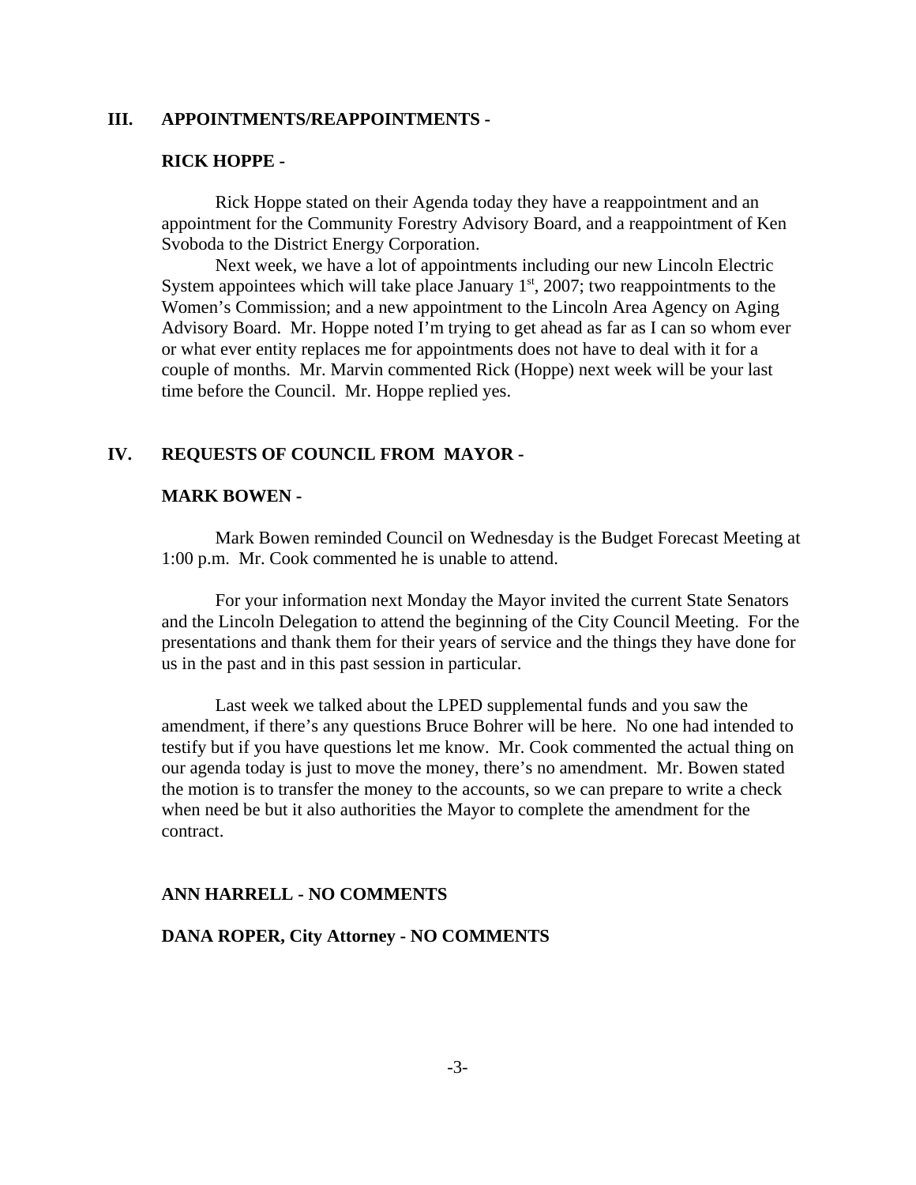## III. APPOINTMENTS/REAPPOINTMENTS -

### RICK HOPPE -

Rick Hoppe stated on their Agenda today they have a reappointment and an appointment for the Community Forestry Advisory Board, and a reappointment of Ken Svoboda to the District Energy Corporation.

Next week, we have a lot of appointments including our new Lincoln Electric System appointees which will take place January 1st, 2007; two reappointments to the Women's Commission; and a new appointment to the Lincoln Area Agency on Aging Advisory Board. Mr. Hoppe noted I'm trying to get ahead as far as I can so whom ever or what ever entity replaces me for appointments does not have to deal with it for a couple of months. Mr. Marvin commented Rick (Hoppe) next week will be your last time before the Council. Mr. Hoppe replied yes.

## IV. REQUESTS OF COUNCIL FROM MAYOR -

### MARK BOWEN -

Mark Bowen reminded Council on Wednesday is the Budget Forecast Meeting at 1:00 p.m. Mr. Cook commented he is unable to attend.

For your information next Monday the Mayor invited the current State Senators and the Lincoln Delegation to attend the beginning of the City Council Meeting. For the presentations and thank them for their years of service and the things they have done for us in the past and in this past session in particular.

Last week we talked about the LPED supplemental funds and you saw the amendment, if there's any questions Bruce Bohrer will be here. No one had intended to testify but if you have questions let me know. Mr. Cook commented the actual thing on our agenda today is just to move the money, there's no amendment. Mr. Bowen stated the motion is to transfer the money to the accounts, so we can prepare to write a check when need be but it also authorities the Mayor to complete the amendment for the contract.

### ANN HARRELL - NO COMMENTS

### DANA ROPER, City Attorney - NO COMMENTS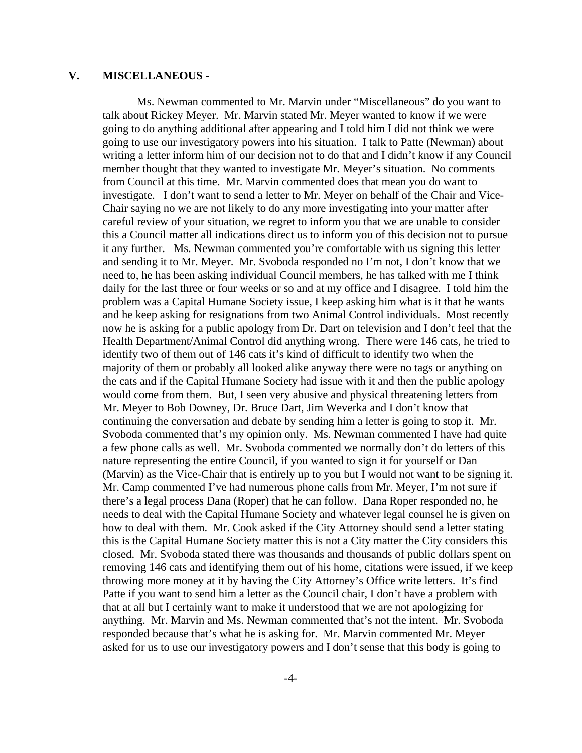## V. MISCELLANEOUS -

Ms. Newman commented to Mr. Marvin under "Miscellaneous" do you want to talk about Rickey Meyer. Mr. Marvin stated Mr. Meyer wanted to know if we were going to do anything additional after appearing and I told him I did not think we were going to use our investigatory powers into his situation. I talk to Patte (Newman) about writing a letter inform him of our decision not to do that and I didn't know if any Council member thought that they wanted to investigate Mr. Meyer's situation. No comments from Council at this time. Mr. Marvin commented does that mean you do want to investigate. I don't want to send a letter to Mr. Meyer on behalf of the Chair and Vice-Chair saying no we are not likely to do any more investigating into your matter after careful review of your situation, we regret to inform you that we are unable to consider this a Council matter all indications direct us to inform you of this decision not to pursue it any further. Ms. Newman commented you're comfortable with us signing this letter and sending it to Mr. Meyer. Mr. Svoboda responded no I'm not, I don't know that we need to, he has been asking individual Council members, he has talked with me I think daily for the last three or four weeks or so and at my office and I disagree. I told him the problem was a Capital Humane Society issue, I keep asking him what is it that he wants and he keep asking for resignations from two Animal Control individuals. Most recently now he is asking for a public apology from Dr. Dart on television and I don't feel that the Health Department/Animal Control did anything wrong. There were 146 cats, he tried to identify two of them out of 146 cats it's kind of difficult to identify two when the majority of them or probably all looked alike anyway there were no tags or anything on the cats and if the Capital Humane Society had issue with it and then the public apology would come from them. But, I seen very abusive and physical threatening letters from Mr. Meyer to Bob Downey, Dr. Bruce Dart, Jim Weverka and I don't know that continuing the conversation and debate by sending him a letter is going to stop it. Mr. Svoboda commented that's my opinion only. Ms. Newman commented I have had quite a few phone calls as well. Mr. Svoboda commented we normally don't do letters of this nature representing the entire Council, if you wanted to sign it for yourself or Dan (Marvin) as the Vice-Chair that is entirely up to you but I would not want to be signing it. Mr. Camp commented I've had numerous phone calls from Mr. Meyer, I'm not sure if there's a legal process Dana (Roper) that he can follow. Dana Roper responded no, he needs to deal with the Capital Humane Society and whatever legal counsel he is given on how to deal with them. Mr. Cook asked if the City Attorney should send a letter stating this is the Capital Humane Society matter this is not a City matter the City considers this closed. Mr. Svoboda stated there was thousands and thousands of public dollars spent on removing 146 cats and identifying them out of his home, citations were issued, if we keep throwing more money at it by having the City Attorney's Office write letters. It's find Patte if you want to send him a letter as the Council chair, I don't have a problem with that at all but I certainly want to make it understood that we are not apologizing for anything. Mr. Marvin and Ms. Newman commented that's not the intent. Mr. Svoboda responded because that's what he is asking for. Mr. Marvin commented Mr. Meyer asked for us to use our investigatory powers and I don't sense that this body is going to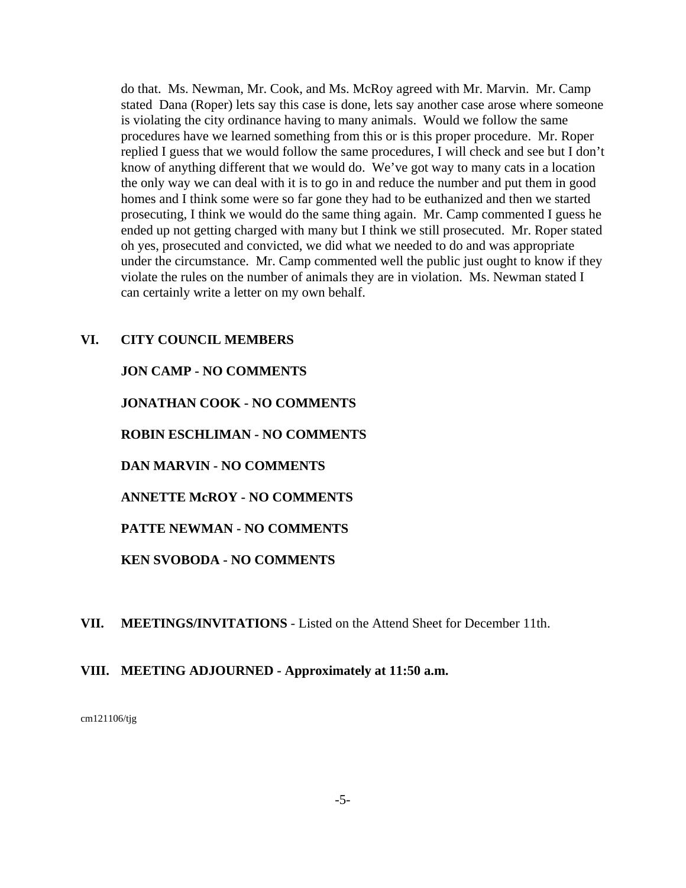do that. Ms. Newman, Mr. Cook, and Ms. McRoy agreed with Mr. Marvin. Mr. Camp stated Dana (Roper) lets say this case is done, lets say another case arose where someone is violating the city ordinance having to many animals. Would we follow the same procedures have we learned something from this or is this proper procedure. Mr. Roper replied I guess that we would follow the same procedures, I will check and see but I don't know of anything different that we would do. We've got way to many cats in a location the only way we can deal with it is to go in and reduce the number and put them in good homes and I think some were so far gone they had to be euthanized and then we started prosecuting, I think we would do the same thing again. Mr. Camp commented I guess he ended up not getting charged with many but I think we still prosecuted. Mr. Roper stated oh yes, prosecuted and convicted, we did what we needed to do and was appropriate under the circumstance. Mr. Camp commented well the public just ought to know if they violate the rules on the number of animals they are in violation. Ms. Newman stated I can certainly write a letter on my own behalf.

## VI. CITY COUNCIL MEMBERS

**JON CAMP - NO COMMENTS**

**JONATHAN COOK - NO COMMENTS**

**ROBIN ESCHLIMAN - NO COMMENTS**

**DAN MARVIN - NO COMMENTS**

**ANNETTE McROY - NO COMMENTS**

**PATTE NEWMAN - NO COMMENTS**

**KEN SVOBODA - NO COMMENTS**

## VII. MEETINGS/INVITATIONS - Listed on the Attend Sheet for December 11th.

## VIII. MEETING ADJOURNED - Approximately at 11:50 a.m.

cm121106/tjg